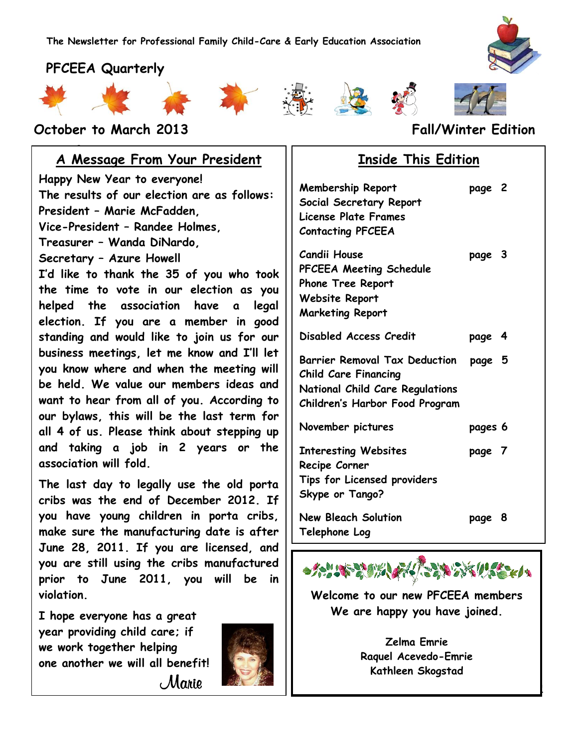The Newsletter for Professional Family Child-Care & Early Education Association

# PFCEEA Quarterly

**October to March 2013** **Fall/Winter Edition**

## A Message From Your President

Happy New Year to everyone!

The results of our election are as follows:

President – Marie McFadden,

Vice-President – Randee Holmes,

Treasurer – Wanda DiNardo,

Secretary – Azure Howell

I'd like to thank the 35 of you who took the time to vote in our election as you helped the association have a legal election. If you are a member in good standing and would like to join us for our business meetings, let me know and I'll let you know where and when the meeting will be held. We value our members ideas and want to hear from all of you. According to our bylaws, this will be the last term for all 4 of us. Please think about stepping up and taking a job in 2 years or the association will fold.

The last day to legally use the old porta cribs was the end of December 2012. If you have young children in porta cribs, make sure the manufacturing date is after June 28, 2011. If you are licensed, and you are still using the cribs manufactured prior to June 2011, you will be in violation.

I hope everyone has a great year providing child care; if we work together helping one another we will all benefit!

*Marie*

## Inside This Edition

| | |
|---|---|
| Membership Report<br>Social Secretary Report<br>License Plate Frames<br>Contacting PFCEEA | page 2 |
| Candii House<br>PFCEEA Meeting Schedule<br>Phone Tree Report<br>Website Report<br>Marketing Report | page 3 |
| Disabled Access Credit | page 4 |
| Barrier Removal Tax Deduction<br>Child Care Financing<br>National Child Care Regulations<br>Children's Harbor Food Program | page 5 |
| November pictures | pages 6 |
| Interesting Websites<br>Recipe Corner<br>Tips for Licensed providers<br>Skype or Tango? | page 7 |
| New Bleach Solution<br>Telephone Log | page 8 |

**Welcome to our new PFCEEA members**
**We are happy you have joined.**

Zelma Emrie
Raquel Acevedo-Emrie
Kathleen Skogstad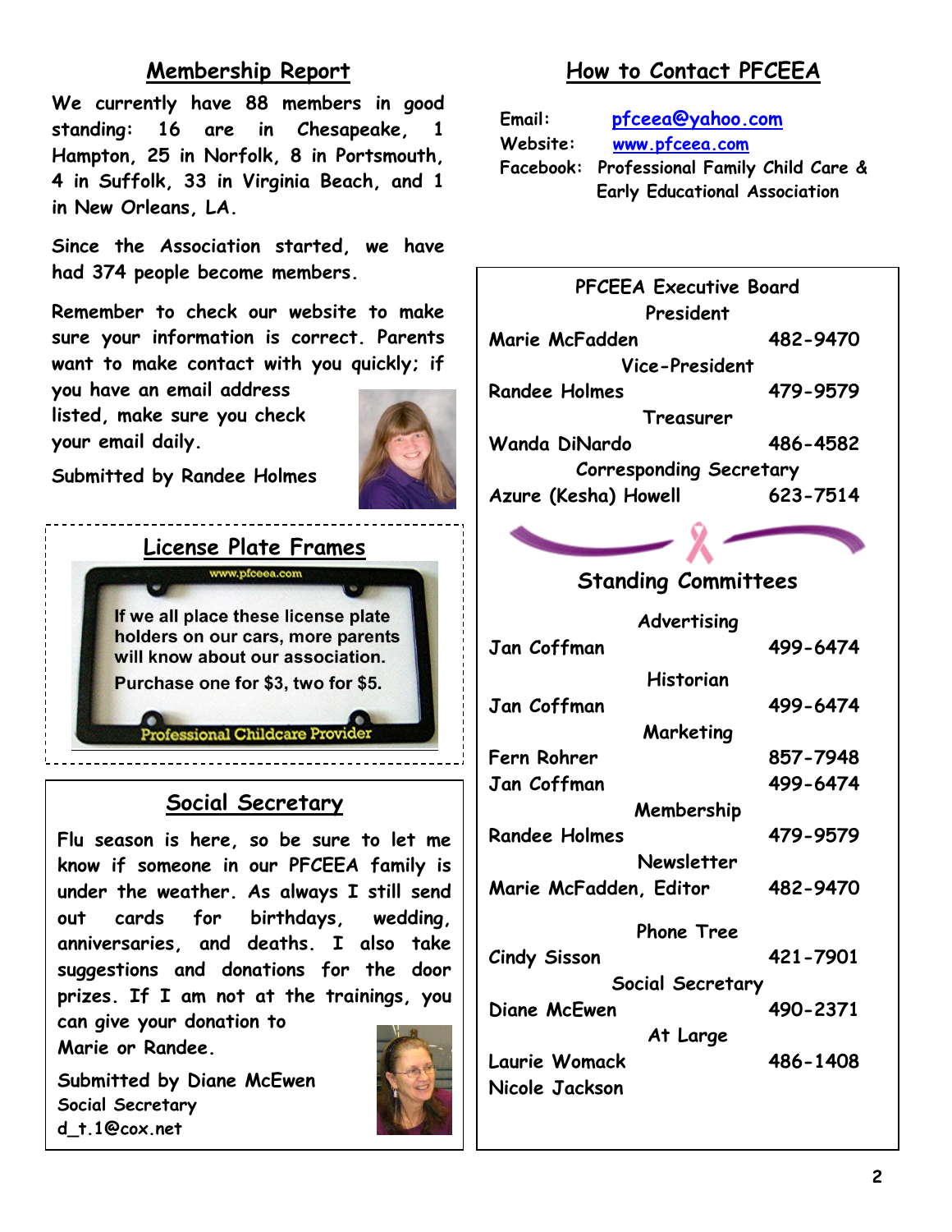## Membership Report

We currently have 88 members in good standing: 16 are in Chesapeake, 1 Hampton, 25 in Norfolk, 8 in Portsmouth, 4 in Suffolk, 33 in Virginia Beach, and 1 in New Orleans, LA.

Since the Association started, we have had 374 people become members.

Remember to check our website to make sure your information is correct. Parents want to make contact with you quickly; if you have an email address listed, make sure you check your email daily.

Submitted by Randee Holmes

## License Plate Frames

www.pfceea.com

If we all place these license plate holders on our cars, more parents will know about our association.

Purchase one for $3, two for $5.

Professional Childcare Provider

## Social Secretary

Flu season is here, so be sure to let me know if someone in our PFCEEA family is under the weather. As always I still send out cards for birthdays, wedding, anniversaries, and deaths. I also take suggestions and donations for the door prizes. If I am not at the trainings, you can give your donation to Marie or Randee.

Submitted by Diane McEwen
Social Secretary
d_t.1@cox.net

## How to Contact PFCEEA

Email: pfceea@yahoo.com
Website: www.pfceea.com
Facebook: Professional Family Child Care & Early Educational Association

### PFCEEA Executive Board

**President**
Marie McFadden 482-9470

**Vice-President**
Randee Holmes 479-9579

**Treasurer**
Wanda DiNardo 486-4582

**Corresponding Secretary**
Azure (Kesha) Howell 623-7514

### Standing Committees

**Advertising**
Jan Coffman 499-6474

**Historian**
Jan Coffman 499-6474

**Marketing**
Fern Rohrer 857-7948
Jan Coffman 499-6474

**Membership**
Randee Holmes 479-9579

**Newsletter**
Marie McFadden, Editor 482-9470

**Phone Tree**
Cindy Sisson 421-7901

**Social Secretary**
Diane McEwen 490-2371

**At Large**
Laurie Womack 486-1408
Nicole Jackson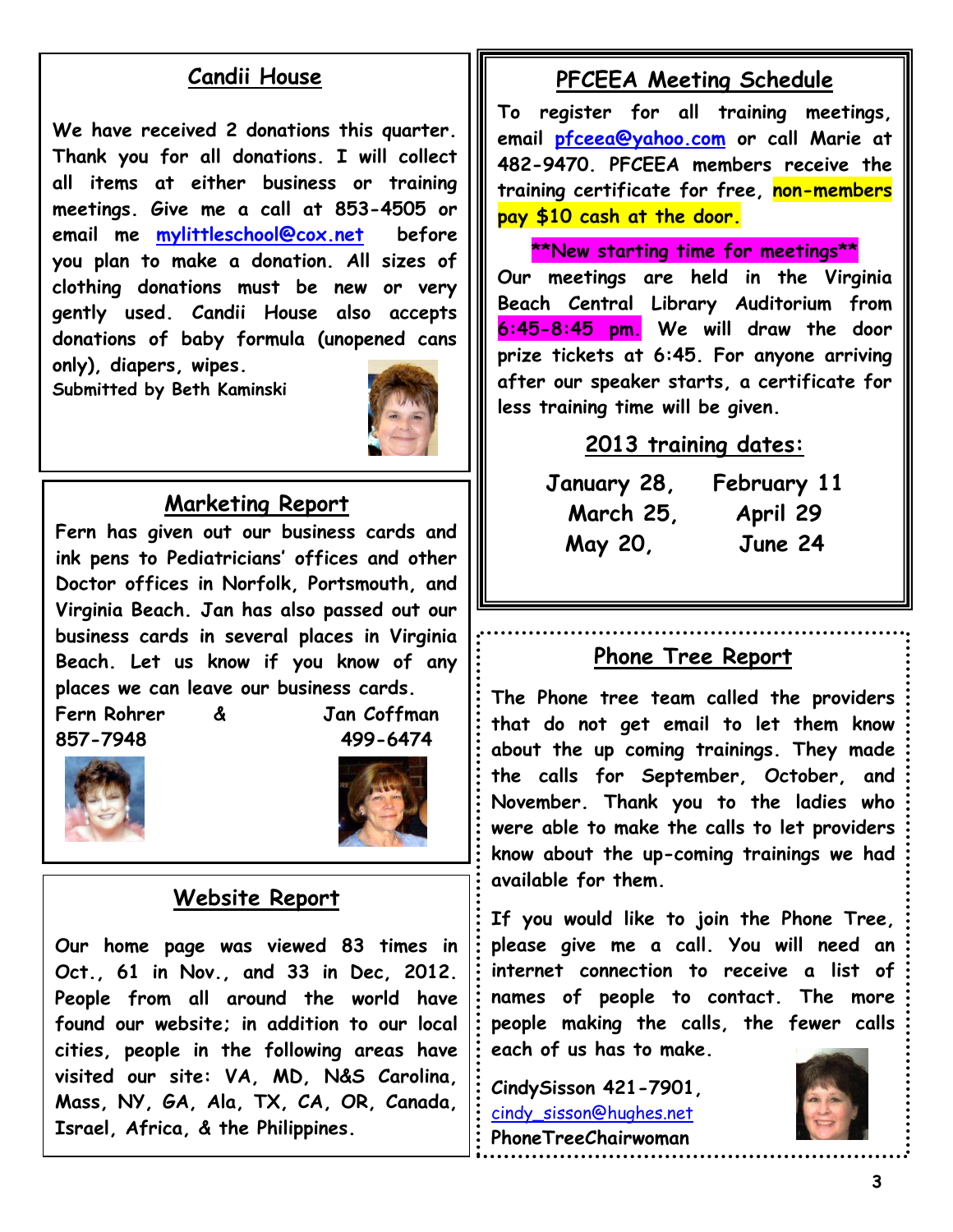## Candii House

We have received 2 donations this quarter. Thank you for all donations. I will collect all items at either business or training meetings. Give me a call at 853-4505 or email me mylittleschool@cox.net before you plan to make a donation. All sizes of clothing donations must be new or very gently used. Candii House also accepts donations of baby formula (unopened cans only), diapers, wipes.

Submitted by Beth Kaminski

## Marketing Report

Fern has given out our business cards and ink pens to Pediatricians' offices and other Doctor offices in Norfolk, Portsmouth, and Virginia Beach. Jan has also passed out our business cards in several places in Virginia Beach. Let us know if you know of any places we can leave our business cards.

Fern Rohrer & Jan Coffman
857-7948 499-6474

## Website Report

Our home page was viewed 83 times in Oct., 61 in Nov., and 33 in Dec, 2012. People from all around the world have found our website; in addition to our local cities, people in the following areas have visited our site: VA, MD, N&S Carolina, Mass, NY, GA, Ala, TX, CA, OR, Canada, Israel, Africa, & the Philippines.

## PFCEEA Meeting Schedule

To register for all training meetings, email pfceea@yahoo.com or call Marie at 482-9470. PFCEEA members receive the training certificate for free, non-members pay $10 cash at the door.

**New starting time for meetings**

Our meetings are held in the Virginia Beach Central Library Auditorium from 6:45-8:45 pm. We will draw the door prize tickets at 6:45. For anyone arriving after our speaker starts, a certificate for less training time will be given.

### 2013 training dates:

January 28, February 11
March 25, April 29
May 20, June 24

## Phone Tree Report

The Phone tree team called the providers that do not get email to let them know about the up coming trainings. They made the calls for September, October, and November. Thank you to the ladies who were able to make the calls to let providers know about the up-coming trainings we had available for them.

If you would like to join the Phone Tree, please give me a call. You will need an internet connection to receive a list of names of people to contact. The more people making the calls, the fewer calls each of us has to make.

CindySisson 421-7901,
cindy_sisson@hughes.net
PhoneTreeChairwoman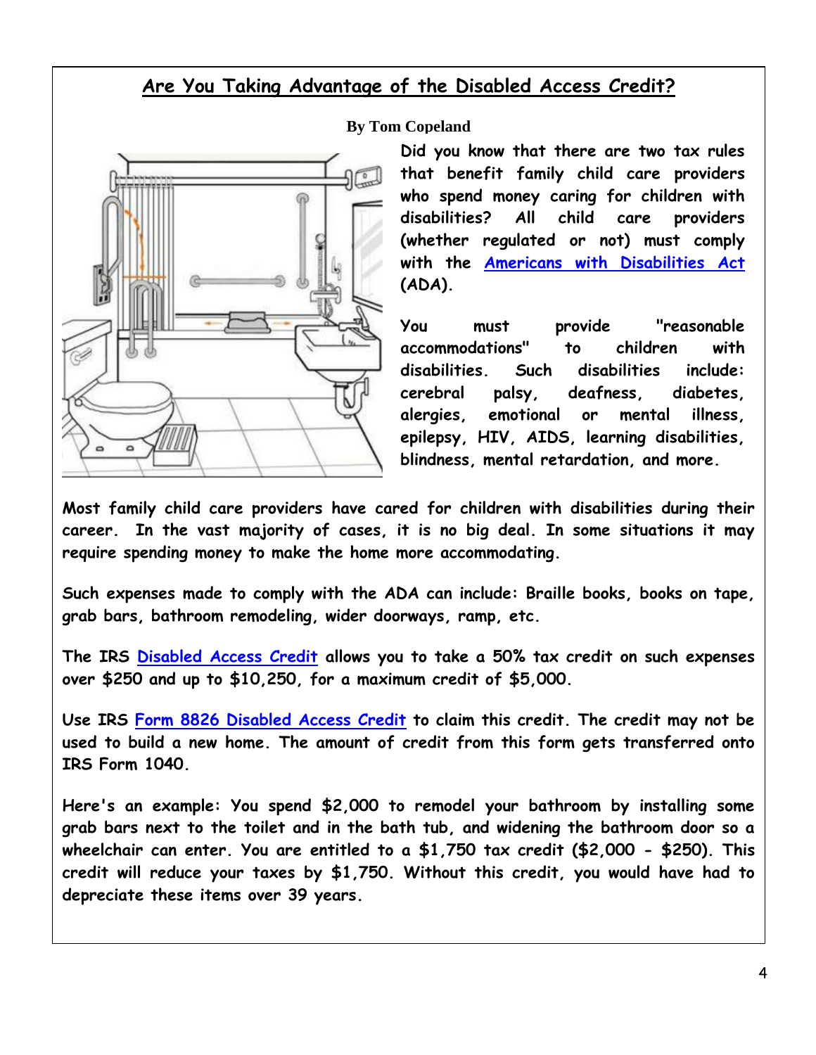## Are You Taking Advantage of the Disabled Access Credit?

**By Tom Copeland**

**Did you know that there are two tax rules that benefit family child care providers who spend money caring for children with disabilities? All child care providers (whether regulated or not) must comply with the Americans with Disabilities Act (ADA).**

**You must provide "reasonable accommodations" to children with disabilities. Such disabilities include: cerebral palsy, deafness, diabetes, alergies, emotional or mental illness, epilepsy, HIV, AIDS, learning disabilities, blindness, mental retardation, and more.**

**Most family child care providers have cared for children with disabilities during their career. In the vast majority of cases, it is no big deal. In some situations it may require spending money to make the home more accommodating.**

**Such expenses made to comply with the ADA can include: Braille books, books on tape, grab bars, bathroom remodeling, wider doorways, ramp, etc.**

**The IRS Disabled Access Credit allows you to take a 50% tax credit on such expenses over $250 and up to $10,250, for a maximum credit of $5,000.**

**Use IRS Form 8826 Disabled Access Credit to claim this credit. The credit may not be used to build a new home. The amount of credit from this form gets transferred onto IRS Form 1040.**

**Here's an example: You spend $2,000 to remodel your bathroom by installing some grab bars next to the toilet and in the bath tub, and widening the bathroom door so a wheelchair can enter. You are entitled to a $1,750 tax credit ($2,000 - $250). This credit will reduce your taxes by $1,750. Without this credit, you would have had to depreciate these items over 39 years.**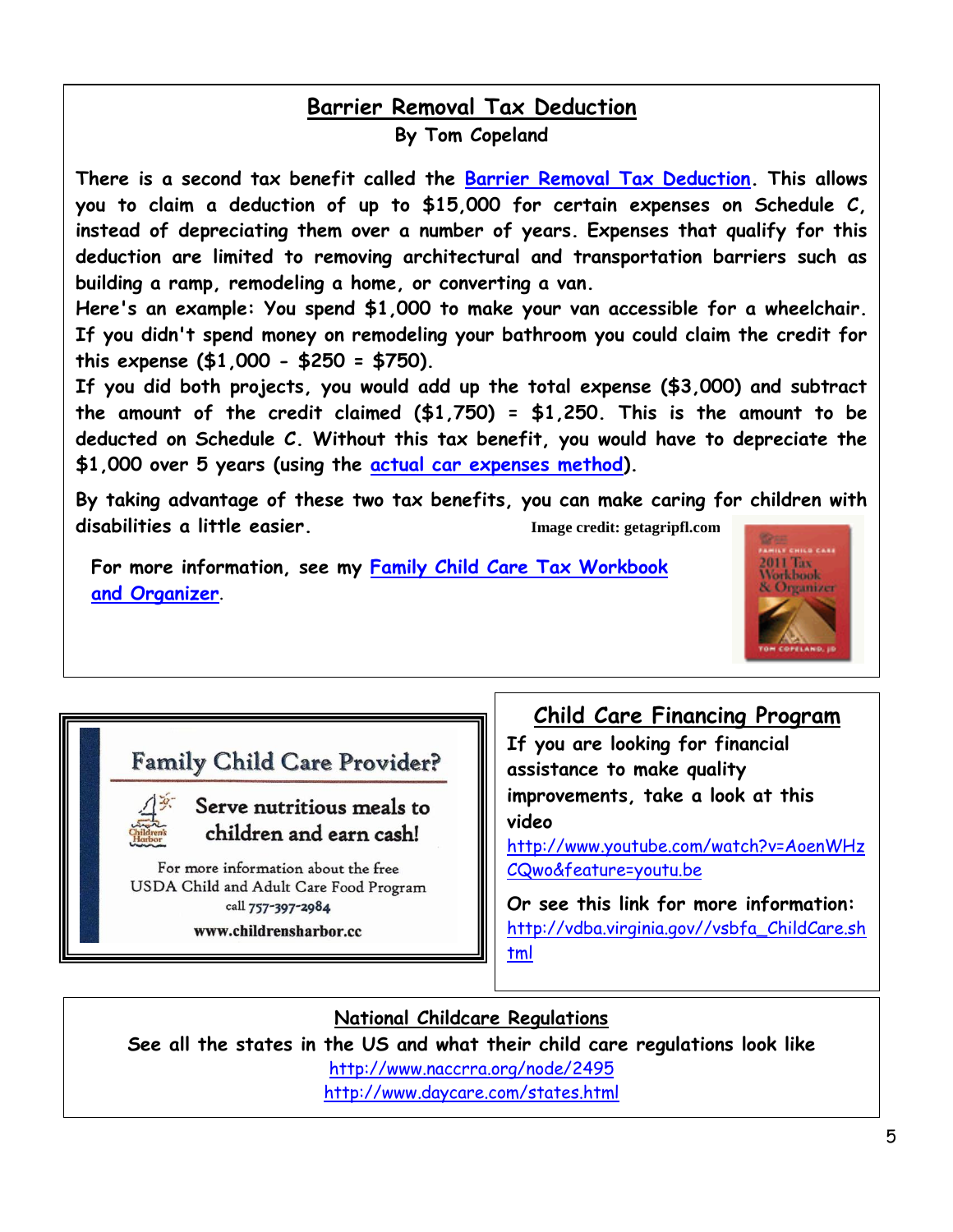## Barrier Removal Tax Deduction

**By Tom Copeland**

There is a second tax benefit called the Barrier Removal Tax Deduction. This allows you to claim a deduction of up to $15,000 for certain expenses on Schedule C, instead of depreciating them over a number of years. Expenses that qualify for this deduction are limited to removing architectural and transportation barriers such as building a ramp, remodeling a home, or converting a van.

Here's an example: You spend $1,000 to make your van accessible for a wheelchair. If you didn't spend money on remodeling your bathroom you could claim the credit for this expense ($1,000 - $250 = $750).

If you did both projects, you would add up the total expense ($3,000) and subtract the amount of the credit claimed ($1,750) = $1,250. This is the amount to be deducted on Schedule C. Without this tax benefit, you would have to depreciate the $1,000 over 5 years (using the actual car expenses method).

By taking advantage of these two tax benefits, you can make caring for children with disabilities a little easier.

Image credit: getagripfl.com

For more information, see my Family Child Care Tax Workbook and Organizer.

**Family Child Care Provider?**

**Serve nutritious meals to children and earn cash!**

For more information about the free USDA Child and Adult Care Food Program call 757-397-2984

www.childrensharbor.cc

## Child Care Financing Program

If you are looking for financial assistance to make quality improvements, take a look at this video

http://www.youtube.com/watch?v=AoenWHzCQwo&feature=youtu.be

Or see this link for more information:

http://vdba.virginia.gov//vsbfa_ChildCare.shtml

## National Childcare Regulations

See all the states in the US and what their child care regulations look like

http://www.naccrra.org/node/2495

http://www.daycare.com/states.html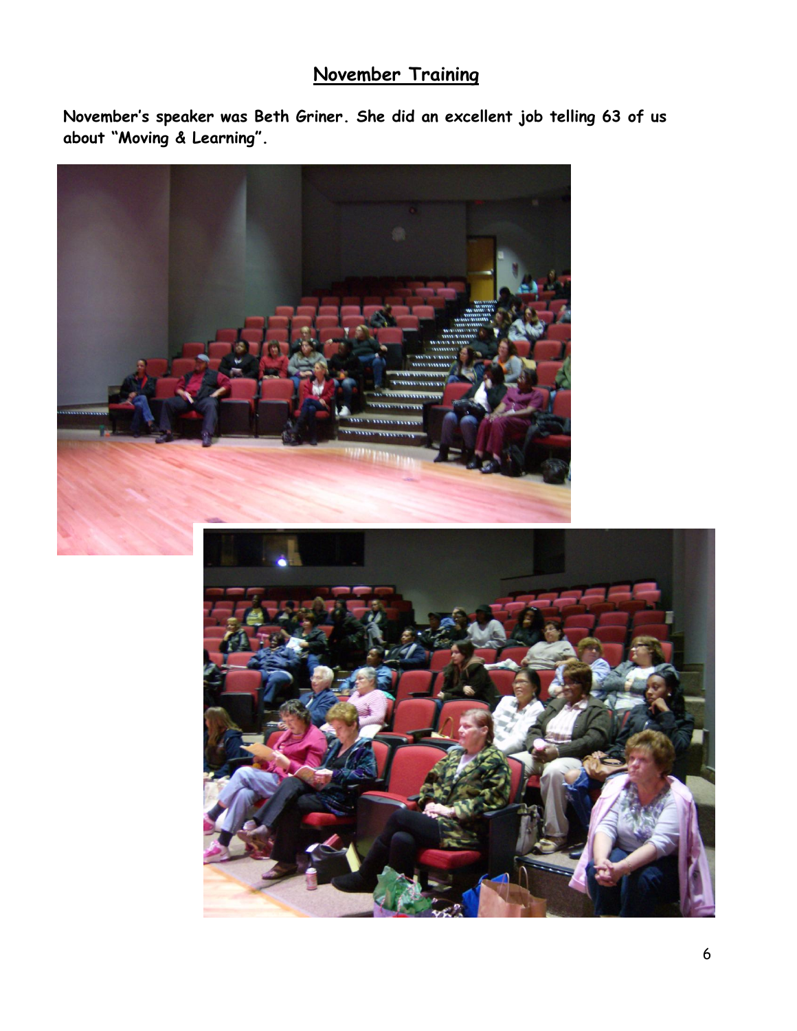## November Training

**November's speaker was Beth Griner. She did an excellent job telling 63 of us about "Moving & Learning".**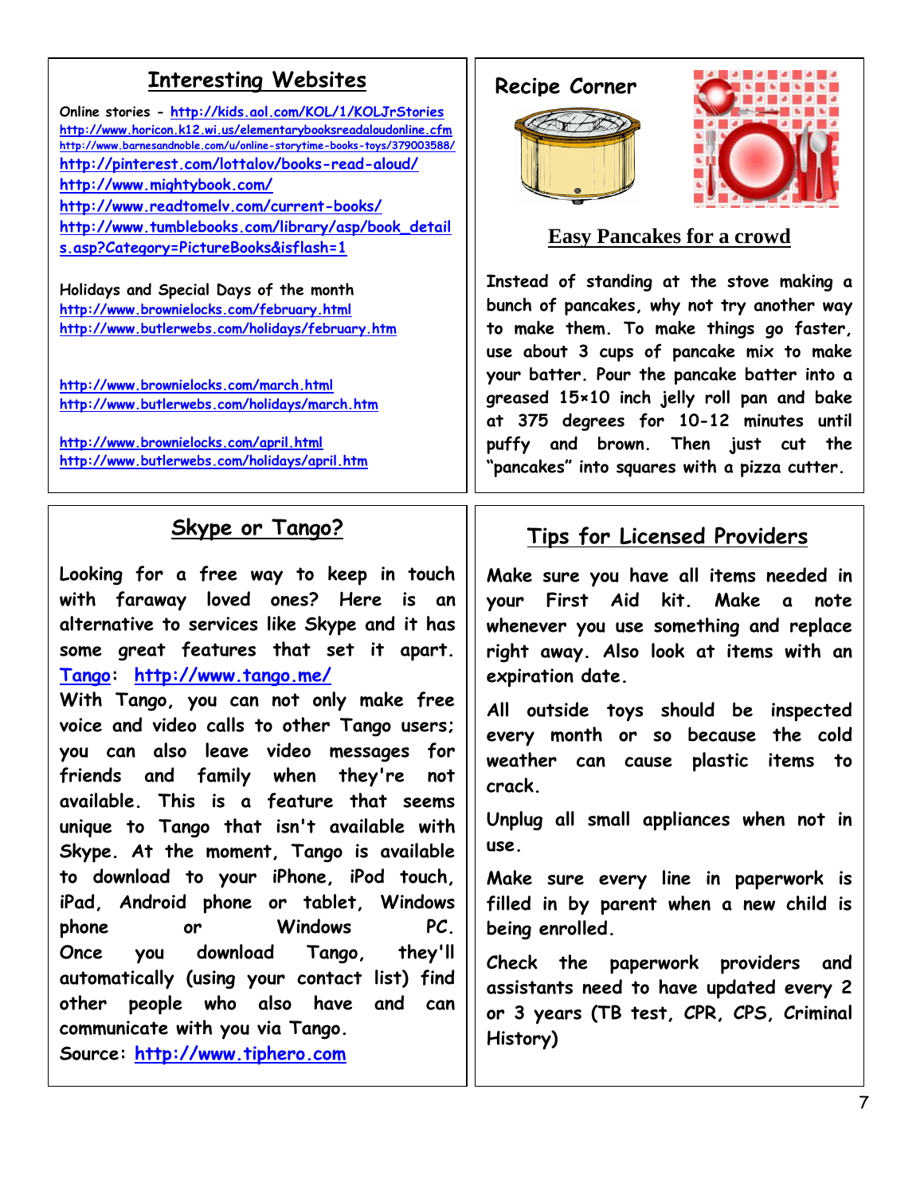## Interesting Websites

Online stories - http://kids.aol.com/KOL/1/KOLJrStories
http://www.horicon.k12.wi.us/elementarybooksreadaloudonline.cfm
http://www.barnesandnoble.com/u/online-storytime-books-toys/379003588/
http://pinterest.com/lottalov/books-read-aloud/
http://www.mightybook.com/
http://www.readtomelv.com/current-books/
http://www.tumblebooks.com/library/asp/book_details.asp?Category=PictureBooks&isflash=1

Holidays and Special Days of the month
http://www.brownielocks.com/february.html
http://www.butlerwebs.com/holidays/february.htm

http://www.brownielocks.com/march.html
http://www.butlerwebs.com/holidays/march.htm

http://www.brownielocks.com/april.html
http://www.butlerwebs.com/holidays/april.htm

## Recipe Corner

### Easy Pancakes for a crowd

Instead of standing at the stove making a bunch of pancakes, why not try another way to make them. To make things go faster, use about 3 cups of pancake mix to make your batter. Pour the pancake batter into a greased 15×10 inch jelly roll pan and bake at 375 degrees for 10-12 minutes until puffy and brown. Then just cut the "pancakes" into squares with a pizza cutter.

## Skype or Tango?

Looking for a free way to keep in touch with faraway loved ones? Here is an alternative to services like Skype and it has some great features that set it apart. Tango: http://www.tango.me/

With Tango, you can not only make free voice and video calls to other Tango users; you can also leave video messages for friends and family when they're not available. This is a feature that seems unique to Tango that isn't available with Skype. At the moment, Tango is available to download to your iPhone, iPod touch, iPad, Android phone or tablet, Windows phone or Windows PC. Once you download Tango, they'll automatically (using your contact list) find other people who also have and can communicate with you via Tango.

Source: http://www.tiphero.com

## Tips for Licensed Providers

Make sure you have all items needed in your First Aid kit. Make a note whenever you use something and replace right away. Also look at items with an expiration date.

All outside toys should be inspected every month or so because the cold weather can cause plastic items to crack.

Unplug all small appliances when not in use.

Make sure every line in paperwork is filled in by parent when a new child is being enrolled.

Check the paperwork providers and assistants need to have updated every 2 or 3 years (TB test, CPR, CPS, Criminal History)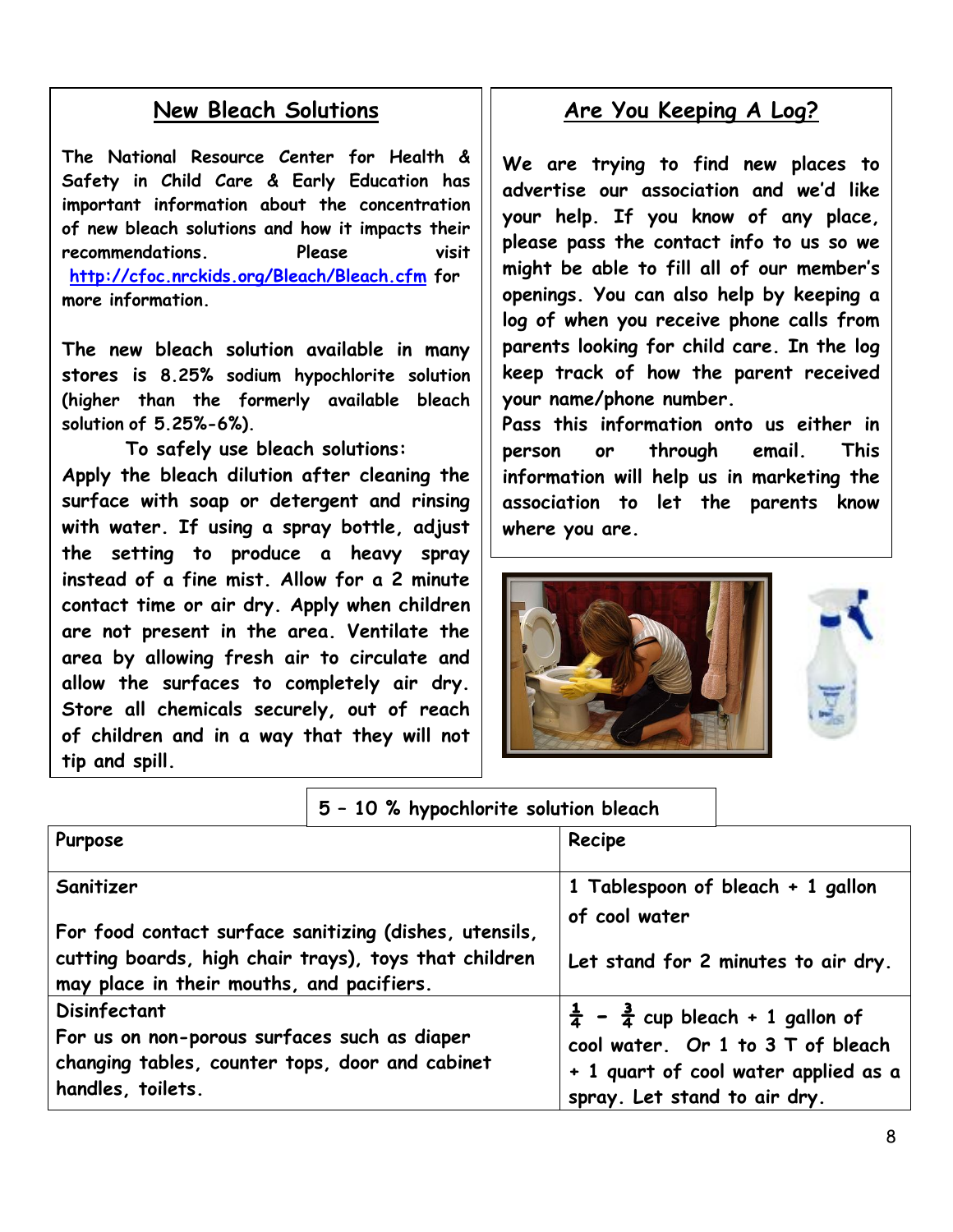## New Bleach Solutions

**The National Resource Center for Health & Safety in Child Care & Early Education has important information about the concentration of new bleach solutions and how it impacts their recommendations. Please visit http://cfoc.nrckids.org/Bleach/Bleach.cfm for more information.**

**The new bleach solution available in many stores is 8.25% sodium hypochlorite solution (higher than the formerly available bleach solution of 5.25%-6%).**

**To safely use bleach solutions:**

**Apply the bleach dilution after cleaning the surface with soap or detergent and rinsing with water. If using a spray bottle, adjust the setting to produce a heavy spray instead of a fine mist. Allow for a 2 minute contact time or air dry. Apply when children are not present in the area. Ventilate the area by allowing fresh air to circulate and allow the surfaces to completely air dry. Store all chemicals securely, out of reach of children and in a way that they will not tip and spill.**

## Are You Keeping A Log?

**We are trying to find new places to advertise our association and we'd like your help. If you know of any place, please pass the contact info to us so we might be able to fill all of our member's openings. You can also help by keeping a log of when you receive phone calls from parents looking for child care. In the log keep track of how the parent received your name/phone number.**

**Pass this information onto us either in person or through email. This information will help us in marketing the association to let the parents know where you are.**

**5 – 10 % hypochlorite solution bleach**

| Purpose | Recipe |
|---|---|
| Sanitizer<br><br>For food contact surface sanitizing (dishes, utensils, cutting boards, high chair trays), toys that children may place in their mouths, and pacifiers. | 1 Tablespoon of bleach + 1 gallon of cool water<br><br>Let stand for 2 minutes to air dry. |
| Disinfectant<br>For us on non-porous surfaces such as diaper changing tables, counter tops, door and cabinet handles, toilets. | ¼ – ¾ cup bleach + 1 gallon of cool water. Or 1 to 3 T of bleach + 1 quart of cool water applied as a spray. Let stand to air dry. |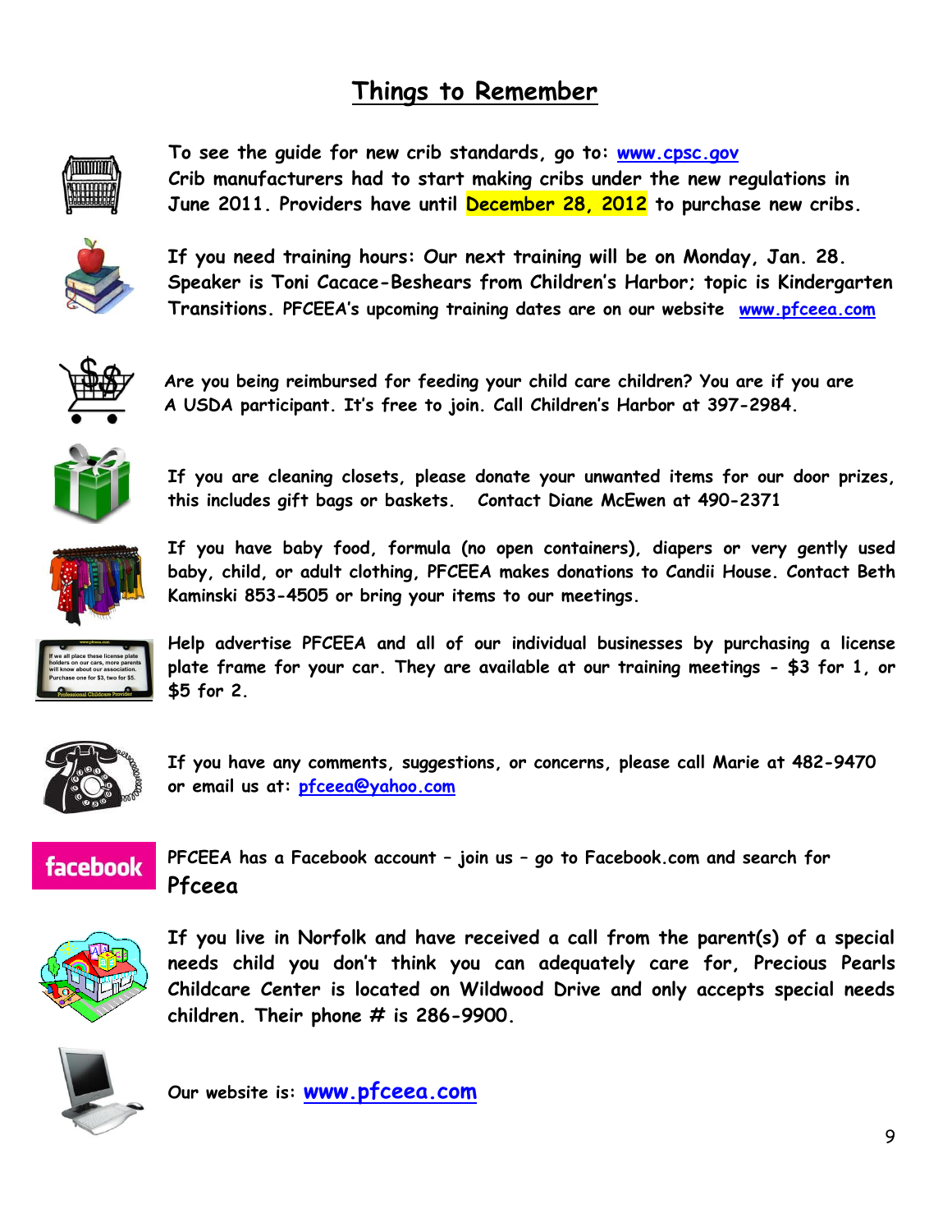# Things to Remember

**To see the guide for new crib standards, go to: www.cpsc.gov**
**Crib manufacturers had to start making cribs under the new regulations in June 2011. Providers have until December 28, 2012 to purchase new cribs.**

**If you need training hours: Our next training will be on Monday, Jan. 28. Speaker is Toni Cacace-Beshears from Children's Harbor; topic is Kindergarten Transitions.** PFCEEA's upcoming training dates are on our website www.pfceea.com

Are you being reimbursed for feeding your child care children? You are if you are A USDA participant. It's free to join. Call Children's Harbor at 397-2984.

If you are cleaning closets, please donate your unwanted items for our door prizes, this includes gift bags or baskets. Contact Diane McEwen at 490-2371

If you have baby food, formula (no open containers), diapers or very gently used baby, child, or adult clothing, PFCEEA makes donations to Candii House. Contact Beth Kaminski 853-4505 or bring your items to our meetings.

Help advertise PFCEEA and all of our individual businesses by purchasing a license plate frame for your car. They are available at our training meetings - $3 for 1, or $5 for 2.

If you have any comments, suggestions, or concerns, please call Marie at 482-9470 or email us at: pfceea@yahoo.com

facebook

PFCEEA has a Facebook account – join us – go to Facebook.com and search for **Pfceea**

**If you live in Norfolk and have received a call from the parent(s) of a special needs child you don't think you can adequately care for, Precious Pearls Childcare Center is located on Wildwood Drive and only accepts special needs children. Their phone # is 286-9900.**

Our website is: **www.pfceea.com**